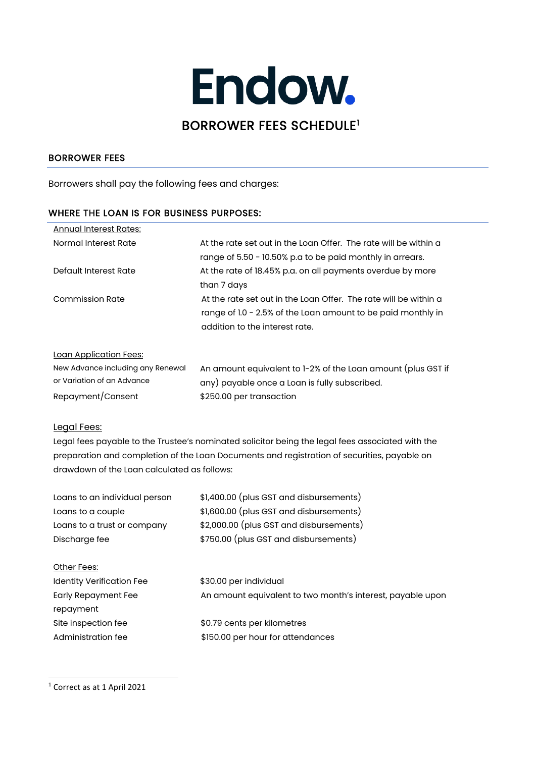# Endow.

## BORROWER FEES SCHEDULE[1]

### BORROWER FEES

Borrowers shall pay the following fees and charges:

### WHERE THE LOAN IS FOR BUSINESS PURPOSES:

| Annual Interest Rates: | |
|---|---|
| Normal Interest Rate | At the rate set out in the Loan Offer. The rate will be within a range of 5.50 - 10.50% p.a to be paid monthly in arrears. |
| Default Interest Rate | At the rate of 18.45% p.a. on all payments overdue by more than 7 days |
| Commission Rate | At the rate set out in the Loan Offer. The rate will be within a range of 1.0 - 2.5% of the Loan amount to be paid monthly in addition to the interest rate. |

| Loan Application Fees: | |
|---|---|
| New Advance including any Renewal or Variation of an Advance | An amount equivalent to 1-2% of the Loan amount (plus GST if any) payable once a Loan is fully subscribed. |
| Repayment/Consent | $250.00 per transaction |

Legal Fees:

Legal fees payable to the Trustee's nominated solicitor being the legal fees associated with the preparation and completion of the Loan Documents and registration of securities, payable on drawdown of the Loan calculated as follows:

| | |
|---|---|
| Loans to an individual person | $1,400.00 (plus GST and disbursements) |
| Loans to a couple | $1,600.00 (plus GST and disbursements) |
| Loans to a trust or company | $2,000.00 (plus GST and disbursements) |
| Discharge fee | $750.00 (plus GST and disbursements) |

| Other Fees: | |
|---|---|
| Identity Verification Fee | $30.00 per individual |
| Early Repayment Fee | An amount equivalent to two month's interest, payable upon repayment |
| Site inspection fee | $0.79 cents per kilometres |
| Administration fee | $150.00 per hour for attendances |

[1] Correct as at 1 April 2021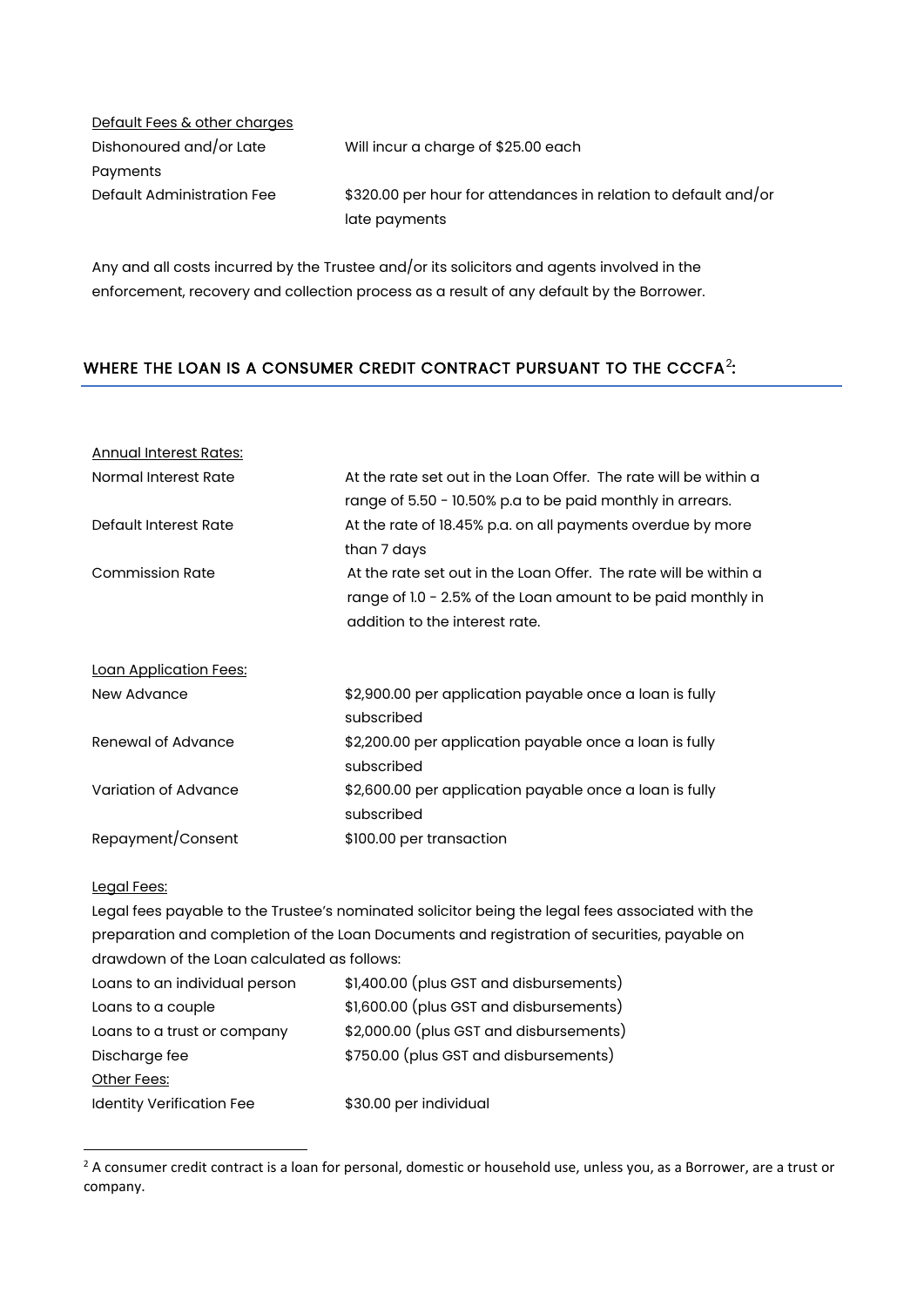Default Fees & other charges

| | |
|---|---|
| Dishonoured and/or Late Payments | Will incur a charge of $25.00 each |
| Default Administration Fee | $320.00 per hour for attendances in relation to default and/or late payments |

Any and all costs incurred by the Trustee and/or its solicitors and agents involved in the enforcement, recovery and collection process as a result of any default by the Borrower.

## WHERE THE LOAN IS A CONSUMER CREDIT CONTRACT PURSUANT TO THE CCCFA[2]:

Annual Interest Rates:

| | |
|---|---|
| Normal Interest Rate | At the rate set out in the Loan Offer. The rate will be within a range of 5.50 - 10.50% p.a to be paid monthly in arrears. |
| Default Interest Rate | At the rate of 18.45% p.a. on all payments overdue by more than 7 days |
| Commission Rate | At the rate set out in the Loan Offer. The rate will be within a range of 1.0 - 2.5% of the Loan amount to be paid monthly in addition to the interest rate. |

Loan Application Fees:

| | |
|---|---|
| New Advance | $2,900.00 per application payable once a loan is fully subscribed |
| Renewal of Advance | $2,200.00 per application payable once a loan is fully subscribed |
| Variation of Advance | $2,600.00 per application payable once a loan is fully subscribed |
| Repayment/Consent | $100.00 per transaction |

Legal Fees:

Legal fees payable to the Trustee's nominated solicitor being the legal fees associated with the preparation and completion of the Loan Documents and registration of securities, payable on drawdown of the Loan calculated as follows:

| | |
|---|---|
| Loans to an individual person | $1,400.00 (plus GST and disbursements) |
| Loans to a couple | $1,600.00 (plus GST and disbursements) |
| Loans to a trust or company | $2,000.00 (plus GST and disbursements) |
| Discharge fee | $750.00 (plus GST and disbursements) |

Other Fees:

| | |
|---|---|
| Identity Verification Fee | $30.00 per individual |

[2] A consumer credit contract is a loan for personal, domestic or household use, unless you, as a Borrower, are a trust or company.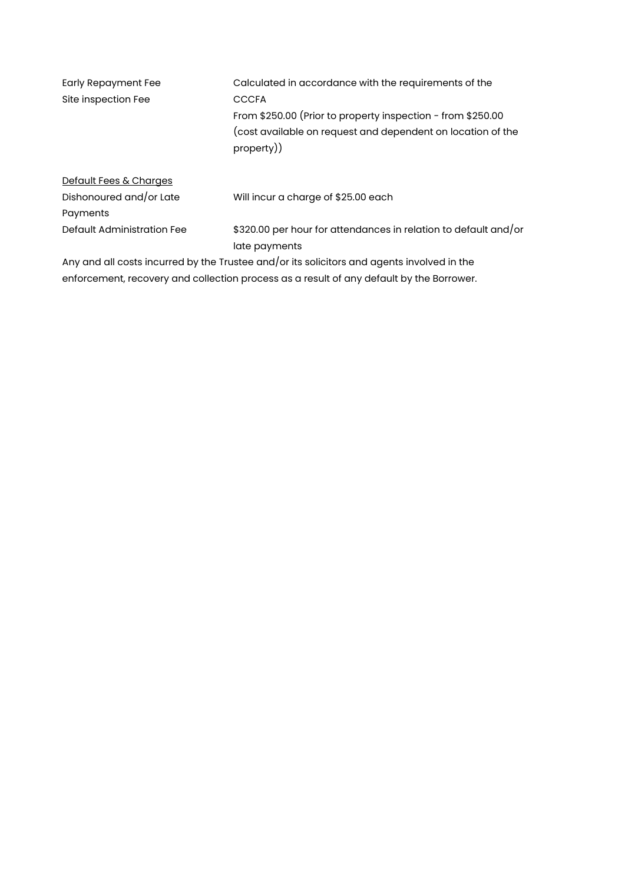| | |
|---|---|
| Early Repayment Fee | Calculated in accordance with the requirements of the CCCFA |
| Site inspection Fee | From $250.00 (Prior to property inspection - from $250.00 (cost available on request and dependent on location of the property)) |

<u>Default Fees & Charges</u>

| | |
|---|---|
| Dishonoured and/or Late Payments | Will incur a charge of $25.00 each |
| Default Administration Fee | $320.00 per hour for attendances in relation to default and/or late payments |

Any and all costs incurred by the Trustee and/or its solicitors and agents involved in the enforcement, recovery and collection process as a result of any default by the Borrower.